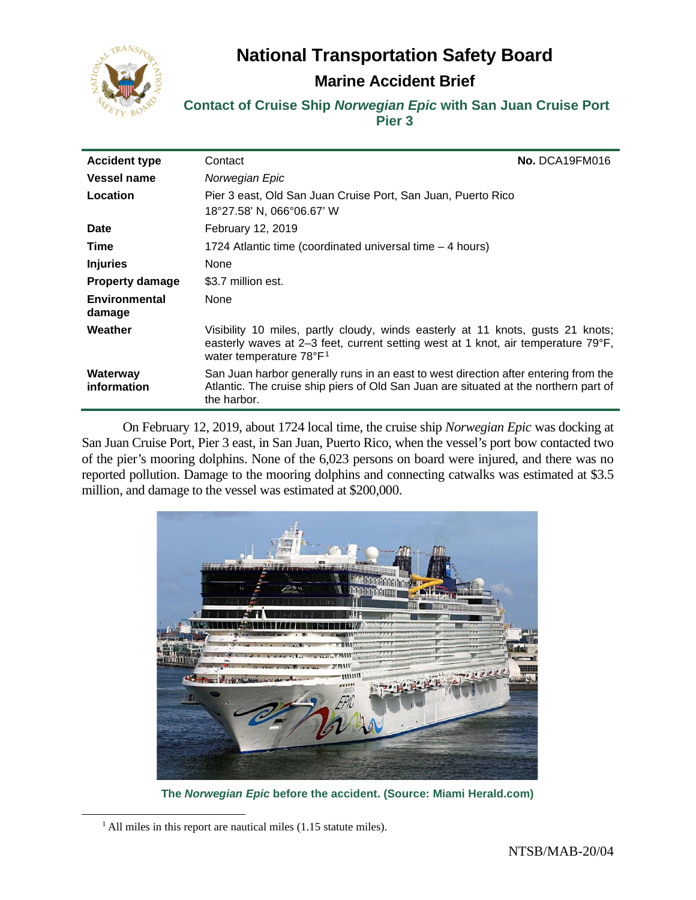# National Transportation Safety Board

## Marine Accident Brief

### Contact of Cruise Ship *Norwegian Epic* with San Juan Cruise Port Pier 3

| | | |
|---|---|---|
| **Accident type** | Contact | **No.** DCA19FM016 |
| **Vessel name** | *Norwegian Epic* | |
| **Location** | Pier 3 east, Old San Juan Cruise Port, San Juan, Puerto Rico<br>18°27.58' N, 066°06.67' W | |
| **Date** | February 12, 2019 | |
| **Time** | 1724 Atlantic time (coordinated universal time – 4 hours) | |
| **Injuries** | None | |
| **Property damage** | $3.7 million est. | |
| **Environmental damage** | None | |
| **Weather** | Visibility 10 miles, partly cloudy, winds easterly at 11 knots, gusts 21 knots; easterly waves at 2–3 feet, current setting west at 1 knot, air temperature 79°F, water temperature 78°F[1] | |
| **Waterway information** | San Juan harbor generally runs in an east to west direction after entering from the Atlantic. The cruise ship piers of Old San Juan are situated at the northern part of the harbor. | |

On February 12, 2019, about 1724 local time, the cruise ship *Norwegian Epic* was docking at San Juan Cruise Port, Pier 3 east, in San Juan, Puerto Rico, when the vessel's port bow contacted two of the pier's mooring dolphins. None of the 6,023 persons on board were injured, and there was no reported pollution. Damage to the mooring dolphins and connecting catwalks was estimated at $3.5 million, and damage to the vessel was estimated at $200,000.

**The *Norwegian Epic* before the accident. (Source: Miami Herald.com)**

[1] All miles in this report are nautical miles (1.15 statute miles).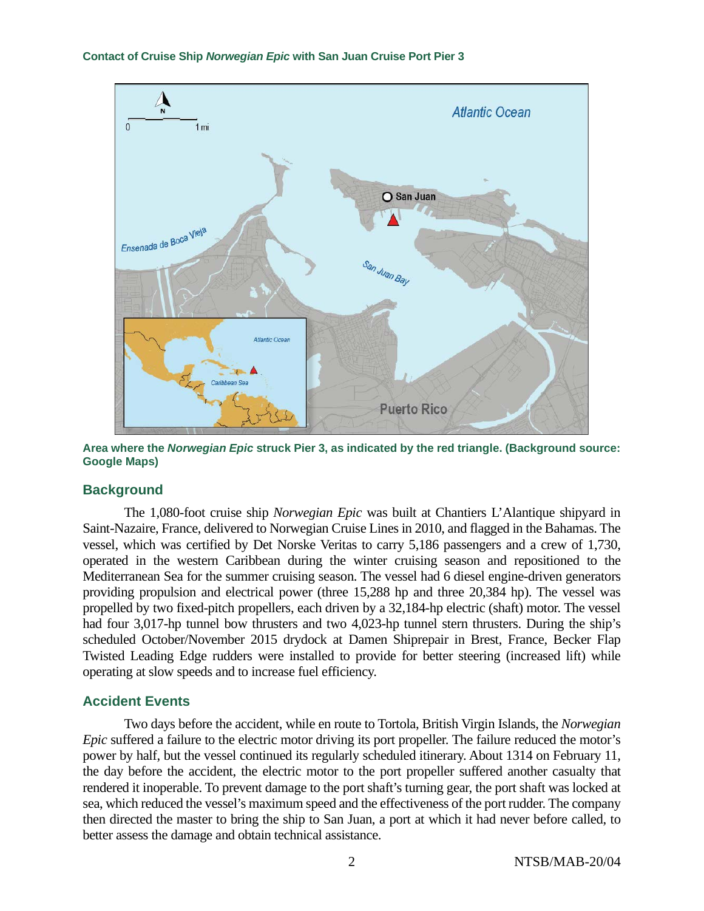Area where the ***Norwegian Epic*** **struck Pier 3, as indicated by the red triangle. (Background source: Google Maps)**

## Background

The 1,080-foot cruise ship *Norwegian Epic* was built at Chantiers L'Alantique shipyard in Saint-Nazaire, France, delivered to Norwegian Cruise Lines in 2010, and flagged in the Bahamas. The vessel, which was certified by Det Norske Veritas to carry 5,186 passengers and a crew of 1,730, operated in the western Caribbean during the winter cruising season and repositioned to the Mediterranean Sea for the summer cruising season. The vessel had 6 diesel engine-driven generators providing propulsion and electrical power (three 15,288 hp and three 20,384 hp). The vessel was propelled by two fixed-pitch propellers, each driven by a 32,184-hp electric (shaft) motor. The vessel had four 3,017-hp tunnel bow thrusters and two 4,023-hp tunnel stern thrusters. During the ship's scheduled October/November 2015 drydock at Damen Shiprepair in Brest, France, Becker Flap Twisted Leading Edge rudders were installed to provide for better steering (increased lift) while operating at slow speeds and to increase fuel efficiency.

## Accident Events

Two days before the accident, while en route to Tortola, British Virgin Islands, the *Norwegian Epic* suffered a failure to the electric motor driving its port propeller. The failure reduced the motor's power by half, but the vessel continued its regularly scheduled itinerary. About 1314 on February 11, the day before the accident, the electric motor to the port propeller suffered another casualty that rendered it inoperable. To prevent damage to the port shaft's turning gear, the port shaft was locked at sea, which reduced the vessel's maximum speed and the effectiveness of the port rudder. The company then directed the master to bring the ship to San Juan, a port at which it had never before called, to better assess the damage and obtain technical assistance.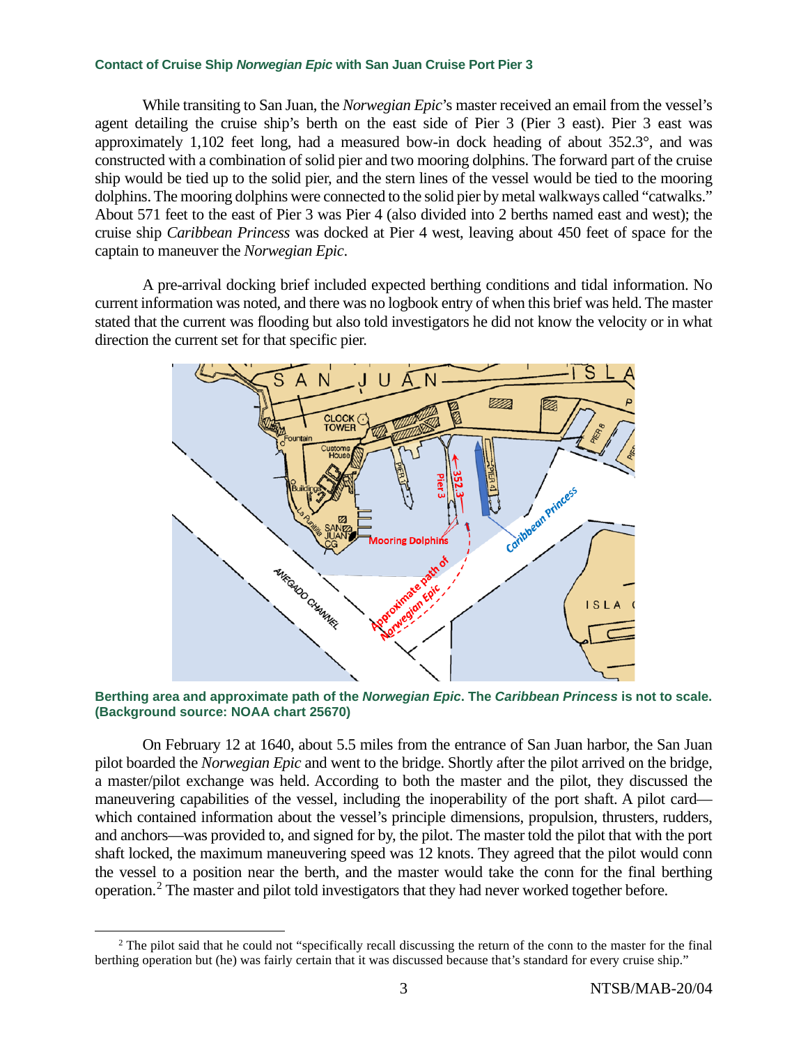While transiting to San Juan, the *Norwegian Epic*'s master received an email from the vessel's agent detailing the cruise ship's berth on the east side of Pier 3 (Pier 3 east). Pier 3 east was approximately 1,102 feet long, had a measured bow-in dock heading of about 352.3°, and was constructed with a combination of solid pier and two mooring dolphins. The forward part of the cruise ship would be tied up to the solid pier, and the stern lines of the vessel would be tied to the mooring dolphins. The mooring dolphins were connected to the solid pier by metal walkways called "catwalks." About 571 feet to the east of Pier 3 was Pier 4 (also divided into 2 berths named east and west); the cruise ship *Caribbean Princess* was docked at Pier 4 west, leaving about 450 feet of space for the captain to maneuver the *Norwegian Epic*.

A pre-arrival docking brief included expected berthing conditions and tidal information. No current information was noted, and there was no logbook entry of when this brief was held. The master stated that the current was flooding but also told investigators he did not know the velocity or in what direction the current set for that specific pier.

**Berthing area and approximate path of the *Norwegian Epic*. The *Caribbean Princess* is not to scale. (Background source: NOAA chart 25670)**

On February 12 at 1640, about 5.5 miles from the entrance of San Juan harbor, the San Juan pilot boarded the *Norwegian Epic* and went to the bridge. Shortly after the pilot arrived on the bridge, a master/pilot exchange was held. According to both the master and the pilot, they discussed the maneuvering capabilities of the vessel, including the inoperability of the port shaft. A pilot card—which contained information about the vessel's principle dimensions, propulsion, thrusters, rudders, and anchors—was provided to, and signed for by, the pilot. The master told the pilot that with the port shaft locked, the maximum maneuvering speed was 12 knots. They agreed that the pilot would conn the vessel to a position near the berth, and the master would take the conn for the final berthing operation.[2] The master and pilot told investigators that they had never worked together before.

[2] The pilot said that he could not "specifically recall discussing the return of the conn to the master for the final berthing operation but (he) was fairly certain that it was discussed because that's standard for every cruise ship."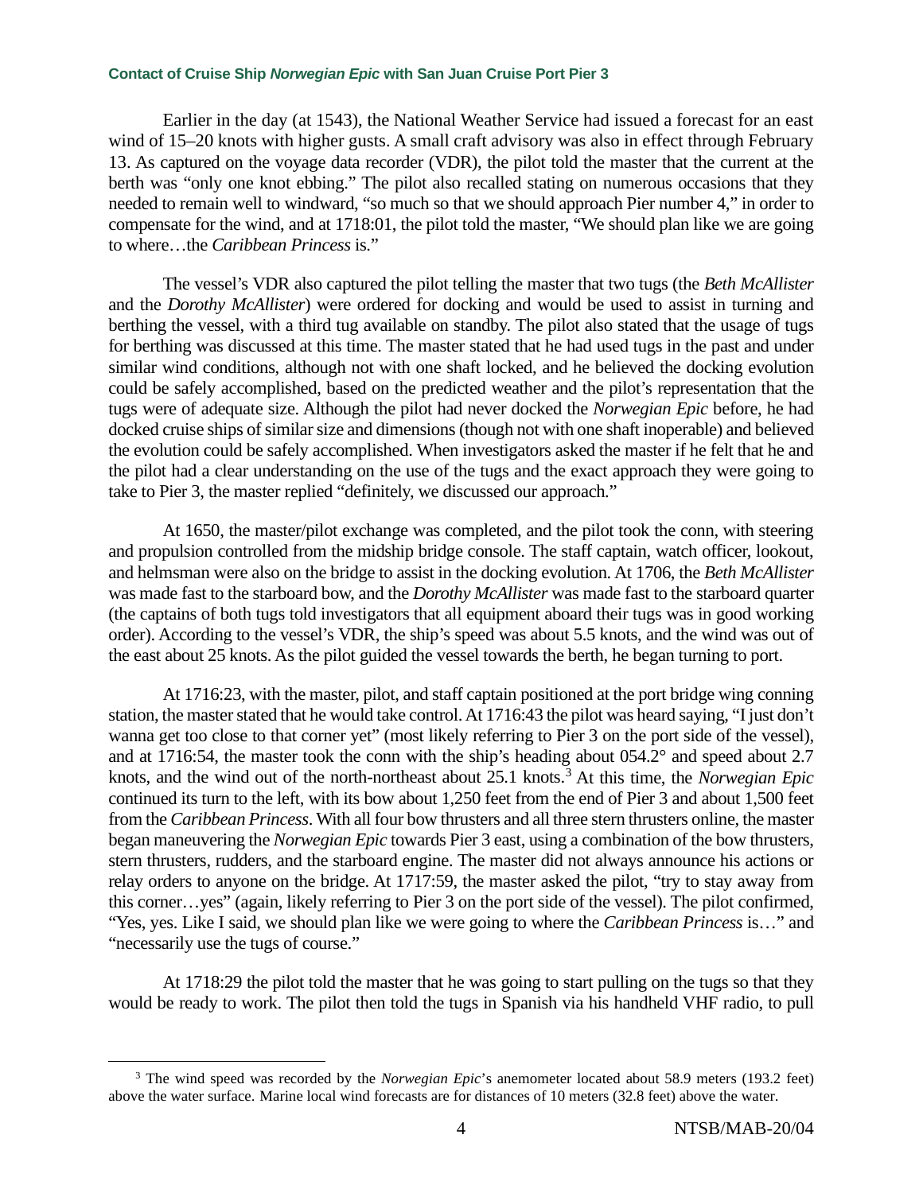Earlier in the day (at 1543), the National Weather Service had issued a forecast for an east wind of 15–20 knots with higher gusts. A small craft advisory was also in effect through February 13. As captured on the voyage data recorder (VDR), the pilot told the master that the current at the berth was "only one knot ebbing." The pilot also recalled stating on numerous occasions that they needed to remain well to windward, "so much so that we should approach Pier number 4," in order to compensate for the wind, and at 1718:01, the pilot told the master, "We should plan like we are going to where…the *Caribbean Princess* is."

The vessel's VDR also captured the pilot telling the master that two tugs (the *Beth McAllister* and the *Dorothy McAllister*) were ordered for docking and would be used to assist in turning and berthing the vessel, with a third tug available on standby. The pilot also stated that the usage of tugs for berthing was discussed at this time. The master stated that he had used tugs in the past and under similar wind conditions, although not with one shaft locked, and he believed the docking evolution could be safely accomplished, based on the predicted weather and the pilot's representation that the tugs were of adequate size. Although the pilot had never docked the *Norwegian Epic* before, he had docked cruise ships of similar size and dimensions (though not with one shaft inoperable) and believed the evolution could be safely accomplished. When investigators asked the master if he felt that he and the pilot had a clear understanding on the use of the tugs and the exact approach they were going to take to Pier 3, the master replied "definitely, we discussed our approach."

At 1650, the master/pilot exchange was completed, and the pilot took the conn, with steering and propulsion controlled from the midship bridge console. The staff captain, watch officer, lookout, and helmsman were also on the bridge to assist in the docking evolution. At 1706, the *Beth McAllister* was made fast to the starboard bow, and the *Dorothy McAllister* was made fast to the starboard quarter (the captains of both tugs told investigators that all equipment aboard their tugs was in good working order). According to the vessel's VDR, the ship's speed was about 5.5 knots, and the wind was out of the east about 25 knots. As the pilot guided the vessel towards the berth, he began turning to port.

At 1716:23, with the master, pilot, and staff captain positioned at the port bridge wing conning station, the master stated that he would take control. At 1716:43 the pilot was heard saying, "I just don't wanna get too close to that corner yet" (most likely referring to Pier 3 on the port side of the vessel), and at 1716:54, the master took the conn with the ship's heading about 054.2° and speed about 2.7 knots, and the wind out of the north-northeast about 25.1 knots.[3] At this time, the *Norwegian Epic* continued its turn to the left, with its bow about 1,250 feet from the end of Pier 3 and about 1,500 feet from the *Caribbean Princess*. With all four bow thrusters and all three stern thrusters online, the master began maneuvering the *Norwegian Epic* towards Pier 3 east, using a combination of the bow thrusters, stern thrusters, rudders, and the starboard engine. The master did not always announce his actions or relay orders to anyone on the bridge. At 1717:59, the master asked the pilot, "try to stay away from this corner…yes" (again, likely referring to Pier 3 on the port side of the vessel). The pilot confirmed, "Yes, yes. Like I said, we should plan like we were going to where the *Caribbean Princess* is…" and "necessarily use the tugs of course."

At 1718:29 the pilot told the master that he was going to start pulling on the tugs so that they would be ready to work. The pilot then told the tugs in Spanish via his handheld VHF radio, to pull

[3] The wind speed was recorded by the *Norwegian Epic*'s anemometer located about 58.9 meters (193.2 feet) above the water surface. Marine local wind forecasts are for distances of 10 meters (32.8 feet) above the water.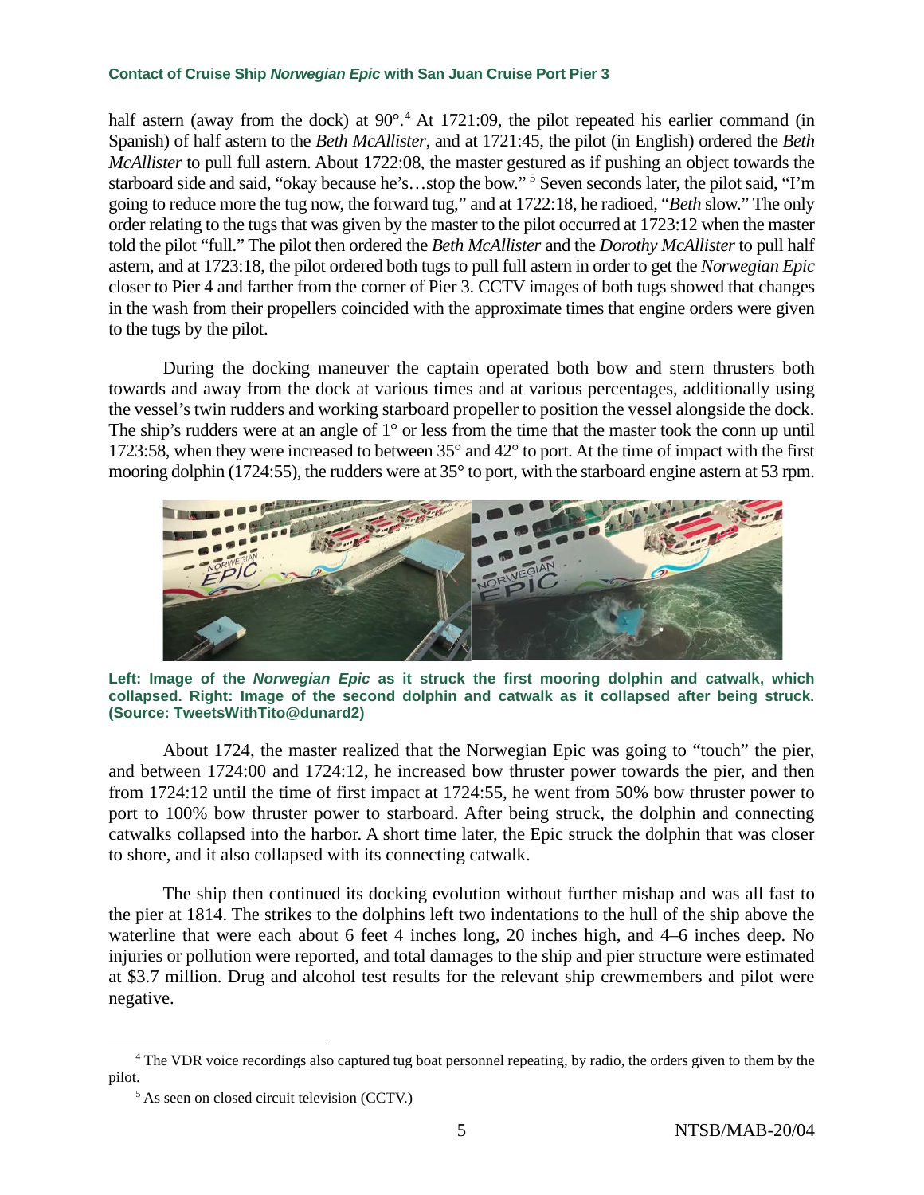half astern (away from the dock) at 90°.[4] At 1721:09, the pilot repeated his earlier command (in Spanish) of half astern to the *Beth McAllister*, and at 1721:45, the pilot (in English) ordered the *Beth McAllister* to pull full astern. About 1722:08, the master gestured as if pushing an object towards the starboard side and said, "okay because he's…stop the bow." [5] Seven seconds later, the pilot said, "I'm going to reduce more the tug now, the forward tug," and at 1722:18, he radioed, "*Beth* slow." The only order relating to the tugs that was given by the master to the pilot occurred at 1723:12 when the master told the pilot "full." The pilot then ordered the *Beth McAllister* and the *Dorothy McAllister* to pull half astern, and at 1723:18, the pilot ordered both tugs to pull full astern in order to get the *Norwegian Epic* closer to Pier 4 and farther from the corner of Pier 3. CCTV images of both tugs showed that changes in the wash from their propellers coincided with the approximate times that engine orders were given to the tugs by the pilot.

During the docking maneuver the captain operated both bow and stern thrusters both towards and away from the dock at various times and at various percentages, additionally using the vessel's twin rudders and working starboard propeller to position the vessel alongside the dock. The ship's rudders were at an angle of 1° or less from the time that the master took the conn up until 1723:58, when they were increased to between 35° and 42° to port. At the time of impact with the first mooring dolphin (1724:55), the rudders were at 35° to port, with the starboard engine astern at 53 rpm.

**Left: Image of the *Norwegian Epic* as it struck the first mooring dolphin and catwalk, which collapsed. Right: Image of the second dolphin and catwalk as it collapsed after being struck. (Source: TweetsWithTito@dunard2)**

About 1724, the master realized that the Norwegian Epic was going to "touch" the pier, and between 1724:00 and 1724:12, he increased bow thruster power towards the pier, and then from 1724:12 until the time of first impact at 1724:55, he went from 50% bow thruster power to port to 100% bow thruster power to starboard. After being struck, the dolphin and connecting catwalks collapsed into the harbor. A short time later, the Epic struck the dolphin that was closer to shore, and it also collapsed with its connecting catwalk.

The ship then continued its docking evolution without further mishap and was all fast to the pier at 1814. The strikes to the dolphins left two indentations to the hull of the ship above the waterline that were each about 6 feet 4 inches long, 20 inches high, and 4–6 inches deep. No injuries or pollution were reported, and total damages to the ship and pier structure were estimated at $3.7 million. Drug and alcohol test results for the relevant ship crewmembers and pilot were negative.

---

[4] The VDR voice recordings also captured tug boat personnel repeating, by radio, the orders given to them by the pilot.

[5] As seen on closed circuit television (CCTV.)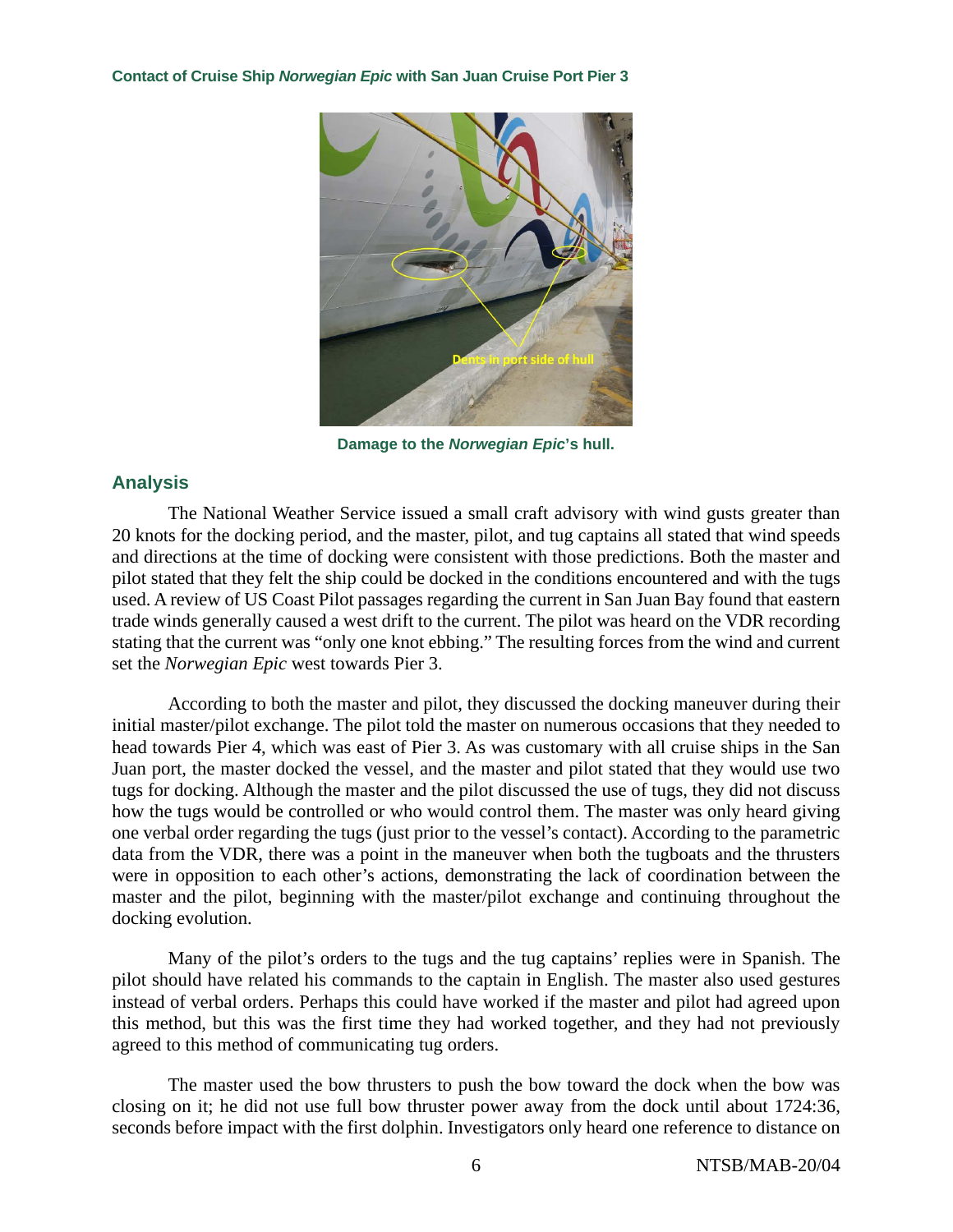Damage to the ***Norwegian Epic***'s hull.

## Analysis

The National Weather Service issued a small craft advisory with wind gusts greater than 20 knots for the docking period, and the master, pilot, and tug captains all stated that wind speeds and directions at the time of docking were consistent with those predictions. Both the master and pilot stated that they felt the ship could be docked in the conditions encountered and with the tugs used. A review of US Coast Pilot passages regarding the current in San Juan Bay found that eastern trade winds generally caused a west drift to the current. The pilot was heard on the VDR recording stating that the current was "only one knot ebbing." The resulting forces from the wind and current set the *Norwegian Epic* west towards Pier 3.

According to both the master and pilot, they discussed the docking maneuver during their initial master/pilot exchange. The pilot told the master on numerous occasions that they needed to head towards Pier 4, which was east of Pier 3. As was customary with all cruise ships in the San Juan port, the master docked the vessel, and the master and pilot stated that they would use two tugs for docking. Although the master and the pilot discussed the use of tugs, they did not discuss how the tugs would be controlled or who would control them. The master was only heard giving one verbal order regarding the tugs (just prior to the vessel's contact). According to the parametric data from the VDR, there was a point in the maneuver when both the tugboats and the thrusters were in opposition to each other's actions, demonstrating the lack of coordination between the master and the pilot, beginning with the master/pilot exchange and continuing throughout the docking evolution.

Many of the pilot's orders to the tugs and the tug captains' replies were in Spanish. The pilot should have related his commands to the captain in English. The master also used gestures instead of verbal orders. Perhaps this could have worked if the master and pilot had agreed upon this method, but this was the first time they had worked together, and they had not previously agreed to this method of communicating tug orders.

The master used the bow thrusters to push the bow toward the dock when the bow was closing on it; he did not use full bow thruster power away from the dock until about 1724:36, seconds before impact with the first dolphin. Investigators only heard one reference to distance on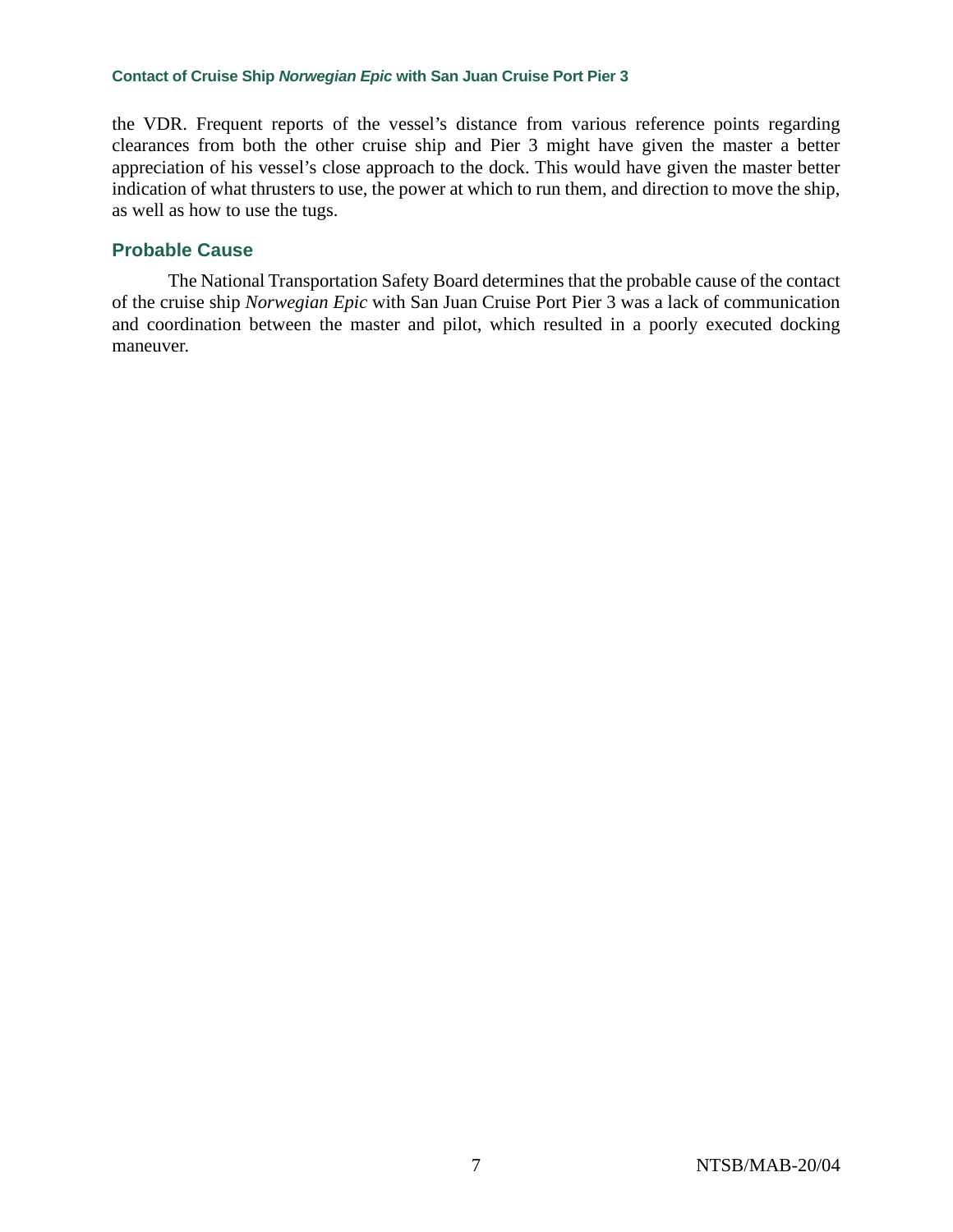the VDR. Frequent reports of the vessel's distance from various reference points regarding clearances from both the other cruise ship and Pier 3 might have given the master a better appreciation of his vessel's close approach to the dock. This would have given the master better indication of what thrusters to use, the power at which to run them, and direction to move the ship, as well as how to use the tugs.

## Probable Cause

The National Transportation Safety Board determines that the probable cause of the contact of the cruise ship *Norwegian Epic* with San Juan Cruise Port Pier 3 was a lack of communication and coordination between the master and pilot, which resulted in a poorly executed docking maneuver.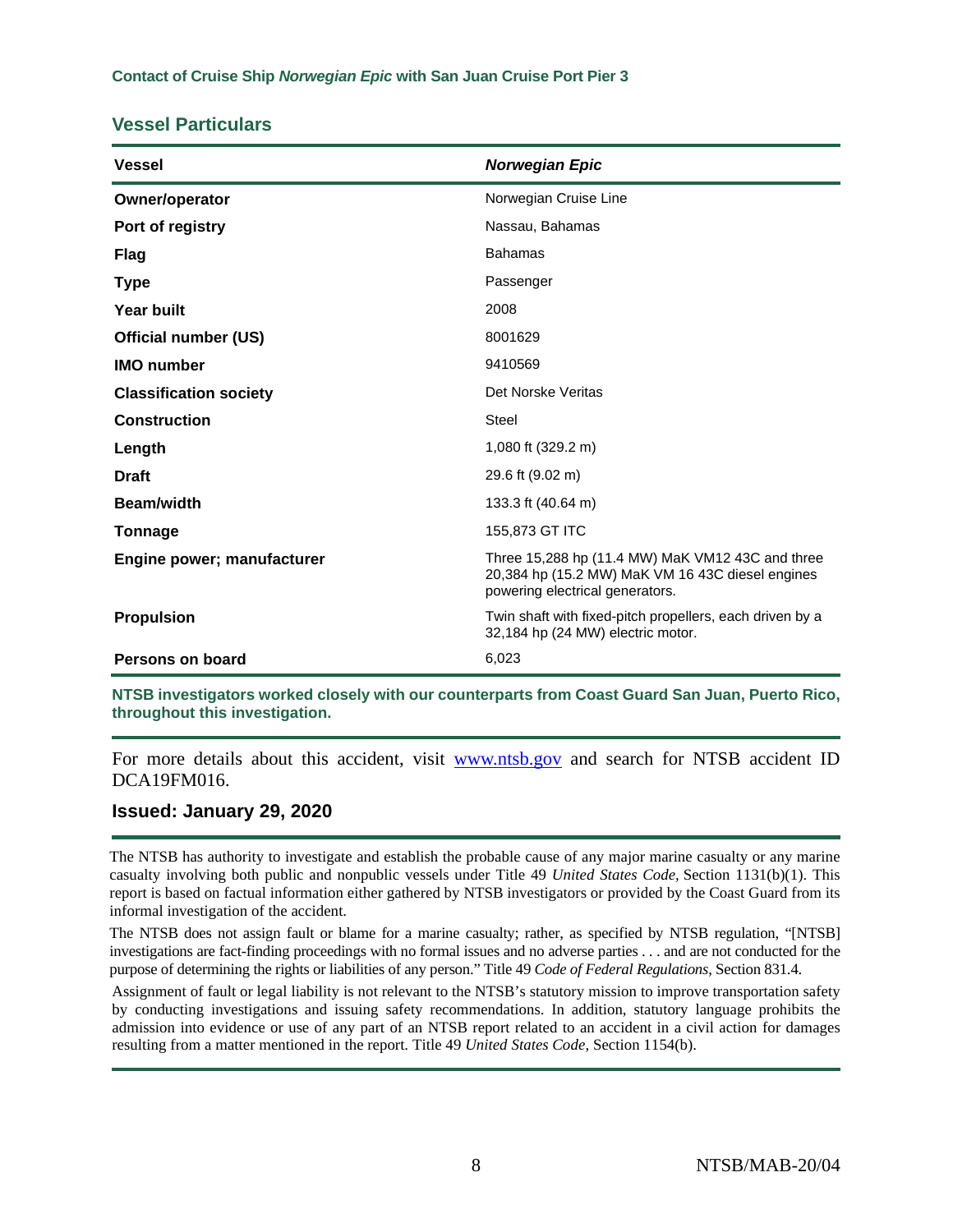## Vessel Particulars

| Vessel | *Norwegian Epic* |
|---|---|
| Owner/operator | Norwegian Cruise Line |
| Port of registry | Nassau, Bahamas |
| Flag | Bahamas |
| Type | Passenger |
| Year built | 2008 |
| Official number (US) | 8001629 |
| IMO number | 9410569 |
| Classification society | Det Norske Veritas |
| Construction | Steel |
| Length | 1,080 ft (329.2 m) |
| Draft | 29.6 ft (9.02 m) |
| Beam/width | 133.3 ft (40.64 m) |
| Tonnage | 155,873 GT ITC |
| Engine power; manufacturer | Three 15,288 hp (11.4 MW) MaK VM12 43C and three 20,384 hp (15.2 MW) MaK VM 16 43C diesel engines powering electrical generators. |
| Propulsion | Twin shaft with fixed-pitch propellers, each driven by a 32,184 hp (24 MW) electric motor. |
| Persons on board | 6,023 |

**NTSB investigators worked closely with our counterparts from Coast Guard San Juan, Puerto Rico, throughout this investigation.**

For more details about this accident, visit [www.ntsb.gov](http://www.ntsb.gov) and search for NTSB accident ID DCA19FM016.

### Issued: January 29, 2020

The NTSB has authority to investigate and establish the probable cause of any major marine casualty or any marine casualty involving both public and nonpublic vessels under Title 49 *United States Code*, Section 1131(b)(1). This report is based on factual information either gathered by NTSB investigators or provided by the Coast Guard from its informal investigation of the accident.

The NTSB does not assign fault or blame for a marine casualty; rather, as specified by NTSB regulation, "[NTSB] investigations are fact-finding proceedings with no formal issues and no adverse parties . . . and are not conducted for the purpose of determining the rights or liabilities of any person." Title 49 *Code of Federal Regulations*, Section 831.4.

Assignment of fault or legal liability is not relevant to the NTSB's statutory mission to improve transportation safety by conducting investigations and issuing safety recommendations. In addition, statutory language prohibits the admission into evidence or use of any part of an NTSB report related to an accident in a civil action for damages resulting from a matter mentioned in the report. Title 49 *United States Code*, Section 1154(b).